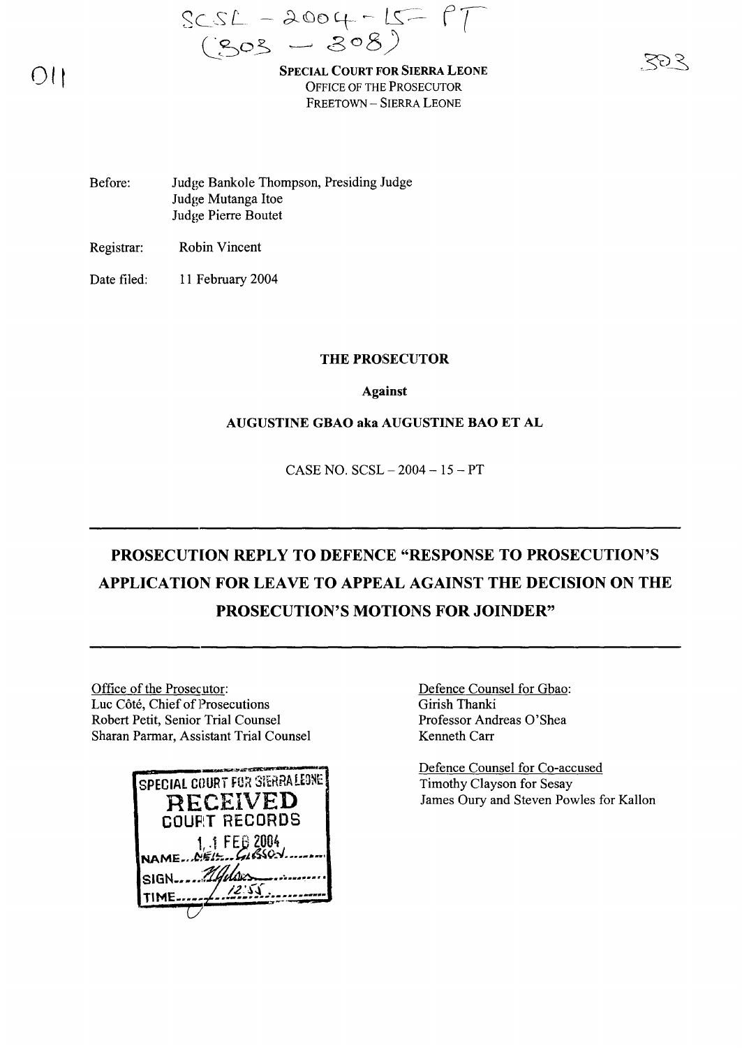SCSL – 2004 – 15 – PT
(303 – 308)

**SPECIAL COURT FOR SIERRA LEONE**
OFFICE OF THE PROSECUTOR
FREETOWN – SIERRA LEONE

Before: Judge Bankole Thompson, Presiding Judge
Judge Mutanga Itoe
Judge Pierre Boutet

Registrar: Robin Vincent

Date filed: 11 February 2004

**THE PROSECUTOR**

**Against**

**AUGUSTINE GBAO aka AUGUSTINE BAO ET AL**

CASE NO. SCSL – 2004 – 15 – PT

---

# PROSECUTION REPLY TO DEFENCE "RESPONSE TO PROSECUTION'S APPLICATION FOR LEAVE TO APPEAL AGAINST THE DECISION ON THE PROSECUTION'S MOTIONS FOR JOINDER"

---

Office of the Prosecutor:
Luc Côté, Chief of Prosecutions
Robert Petit, Senior Trial Counsel
Sharan Parmar, Assistant Trial Counsel

Defence Counsel for Gbao:
Girish Thanki
Professor Andreas O'Shea
Kenneth Carr

Defence Counsel for Co-accused
Timothy Clayson for Sesay
James Oury and Steven Powles for Kallon

SPECIAL COURT FOR SIERRA LEONE
RECEIVED
COURT RECORDS
11 FEB 2004
NAME: NEIL GIBSON
SIGN:
TIME: 12:55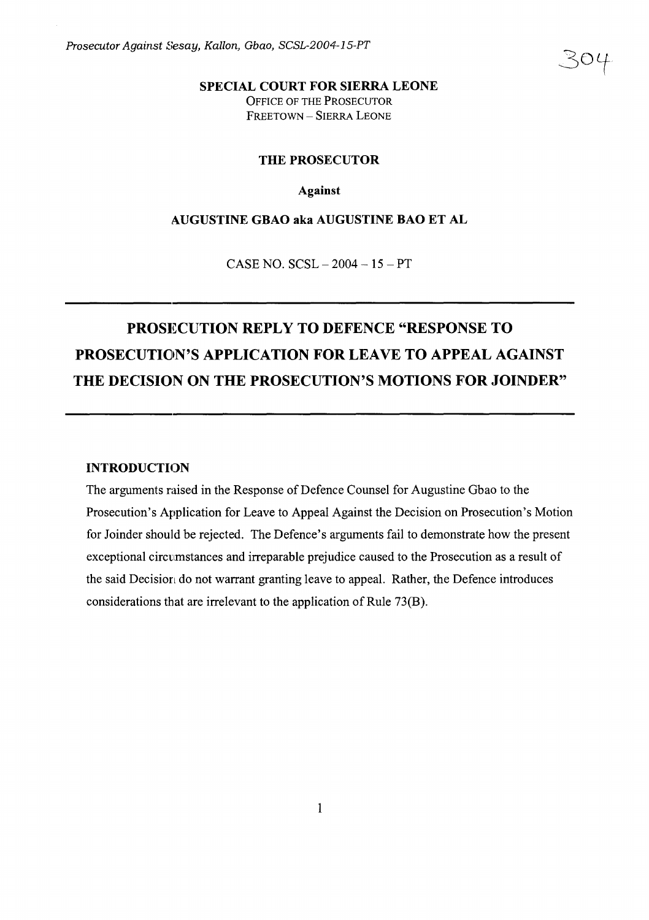**SPECIAL COURT FOR SIERRA LEONE**
OFFICE OF THE PROSECUTOR
FREETOWN – SIERRA LEONE

**THE PROSECUTOR**

**Against**

**AUGUSTINE GBAO aka AUGUSTINE BAO ET AL**

CASE NO. SCSL – 2004 – 15 – PT

# PROSECUTION REPLY TO DEFENCE "RESPONSE TO PROSECUTION'S APPLICATION FOR LEAVE TO APPEAL AGAINST THE DECISION ON THE PROSECUTION'S MOTIONS FOR JOINDER"

## INTRODUCTION

The arguments raised in the Response of Defence Counsel for Augustine Gbao to the Prosecution's Application for Leave to Appeal Against the Decision on Prosecution's Motion for Joinder should be rejected. The Defence's arguments fail to demonstrate how the present exceptional circumstances and irreparable prejudice caused to the Prosecution as a result of the said Decision do not warrant granting leave to appeal. Rather, the Defence introduces considerations that are irrelevant to the application of Rule 73(B).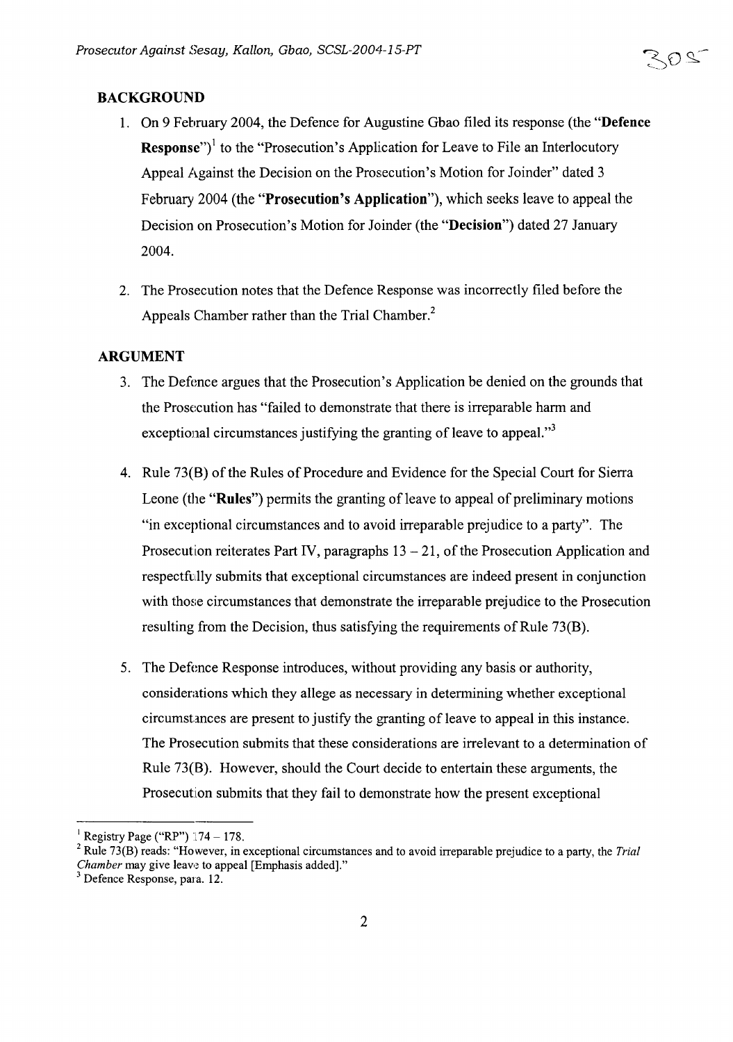## BACKGROUND

1. On 9 February 2004, the Defence for Augustine Gbao filed its response (the "**Defence Response**")[1] to the "Prosecution's Application for Leave to File an Interlocutory Appeal Against the Decision on the Prosecution's Motion for Joinder" dated 3 February 2004 (the "**Prosecution's Application**"), which seeks leave to appeal the Decision on Prosecution's Motion for Joinder (the "**Decision**") dated 27 January 2004.

2. The Prosecution notes that the Defence Response was incorrectly filed before the Appeals Chamber rather than the Trial Chamber.[2]

## ARGUMENT

3. The Defence argues that the Prosecution's Application be denied on the grounds that the Prosecution has "failed to demonstrate that there is irreparable harm and exceptional circumstances justifying the granting of leave to appeal."[3]

4. Rule 73(B) of the Rules of Procedure and Evidence for the Special Court for Sierra Leone (the "**Rules**") permits the granting of leave to appeal of preliminary motions "in exceptional circumstances and to avoid irreparable prejudice to a party". The Prosecution reiterates Part IV, paragraphs 13 – 21, of the Prosecution Application and respectfully submits that exceptional circumstances are indeed present in conjunction with those circumstances that demonstrate the irreparable prejudice to the Prosecution resulting from the Decision, thus satisfying the requirements of Rule 73(B).

5. The Defence Response introduces, without providing any basis or authority, considerations which they allege as necessary in determining whether exceptional circumstances are present to justify the granting of leave to appeal in this instance. The Prosecution submits that these considerations are irrelevant to a determination of Rule 73(B). However, should the Court decide to entertain these arguments, the Prosecution submits that they fail to demonstrate how the present exceptional

---

[1] Registry Page ("RP") 174 – 178.

[2] Rule 73(B) reads: "However, in exceptional circumstances and to avoid irreparable prejudice to a party, the *Trial Chamber* may give leave to appeal [Emphasis added]."

[3] Defence Response, para. 12.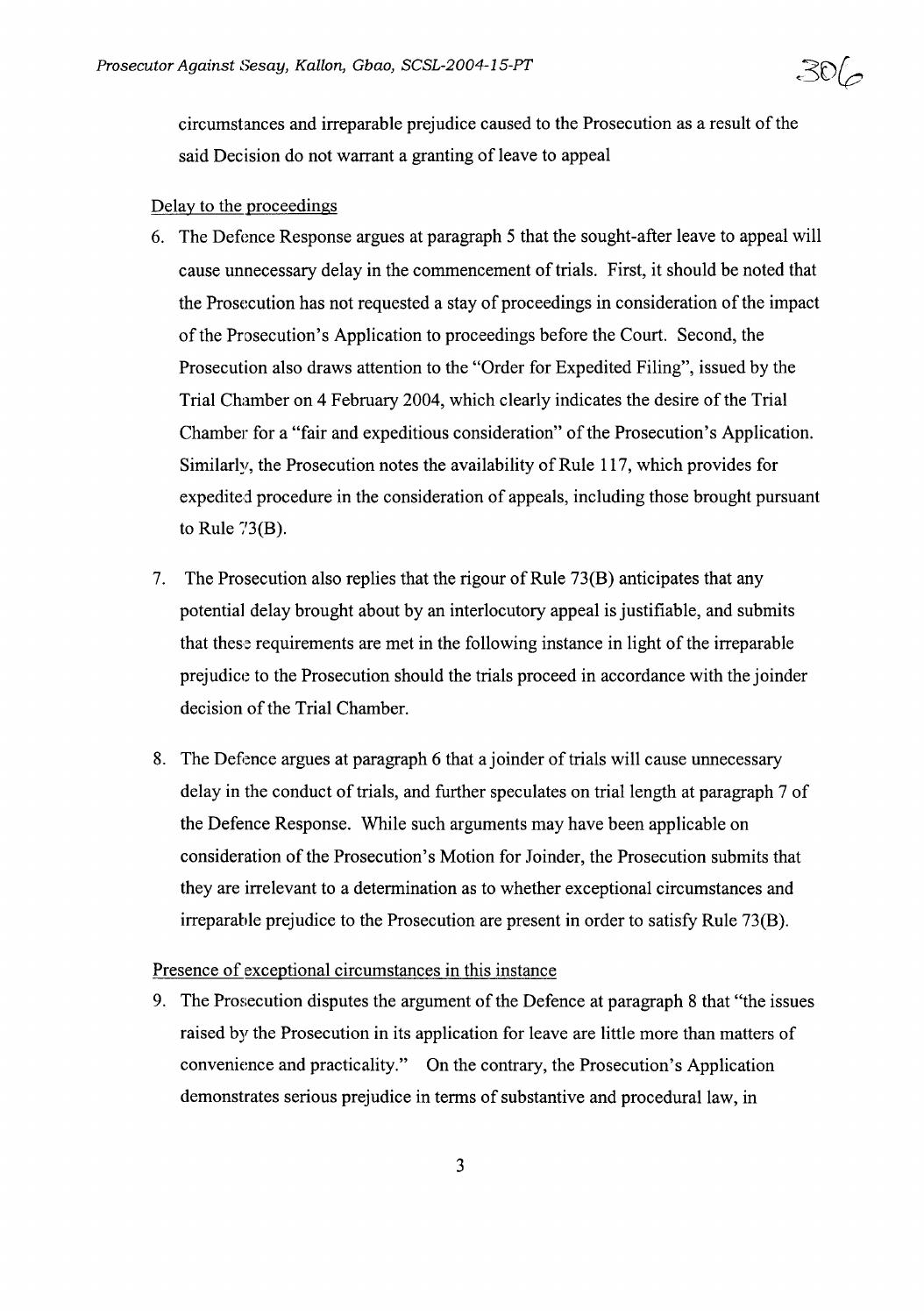circumstances and irreparable prejudice caused to the Prosecution as a result of the said Decision do not warrant a granting of leave to appeal

Delay to the proceedings

6. The Defence Response argues at paragraph 5 that the sought-after leave to appeal will cause unnecessary delay in the commencement of trials. First, it should be noted that the Prosecution has not requested a stay of proceedings in consideration of the impact of the Prosecution's Application to proceedings before the Court. Second, the Prosecution also draws attention to the "Order for Expedited Filing", issued by the Trial Chamber on 4 February 2004, which clearly indicates the desire of the Trial Chamber for a "fair and expeditious consideration" of the Prosecution's Application. Similarly, the Prosecution notes the availability of Rule 117, which provides for expedited procedure in the consideration of appeals, including those brought pursuant to Rule 73(B).

7. The Prosecution also replies that the rigour of Rule 73(B) anticipates that any potential delay brought about by an interlocutory appeal is justifiable, and submits that these requirements are met in the following instance in light of the irreparable prejudice to the Prosecution should the trials proceed in accordance with the joinder decision of the Trial Chamber.

8. The Defence argues at paragraph 6 that a joinder of trials will cause unnecessary delay in the conduct of trials, and further speculates on trial length at paragraph 7 of the Defence Response. While such arguments may have been applicable on consideration of the Prosecution's Motion for Joinder, the Prosecution submits that they are irrelevant to a determination as to whether exceptional circumstances and irreparable prejudice to the Prosecution are present in order to satisfy Rule 73(B).

Presence of exceptional circumstances in this instance

9. The Prosecution disputes the argument of the Defence at paragraph 8 that "the issues raised by the Prosecution in its application for leave are little more than matters of convenience and practicality." On the contrary, the Prosecution's Application demonstrates serious prejudice in terms of substantive and procedural law, in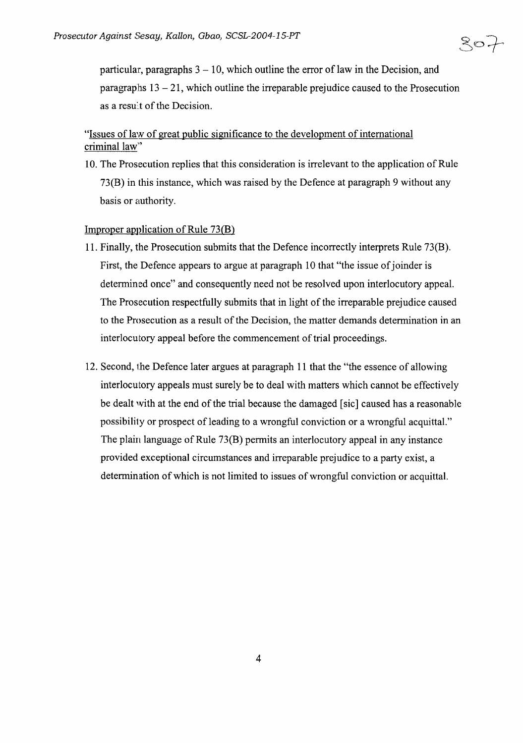particular, paragraphs 3 – 10, which outline the error of law in the Decision, and paragraphs 13 – 21, which outline the irreparable prejudice caused to the Prosecution as a result of the Decision.

<u>"Issues of law of great public significance to the development of international criminal law"</u>

10. The Prosecution replies that this consideration is irrelevant to the application of Rule 73(B) in this instance, which was raised by the Defence at paragraph 9 without any basis or authority.

<u>Improper application of Rule 73(B)</u>

11. Finally, the Prosecution submits that the Defence incorrectly interprets Rule 73(B). First, the Defence appears to argue at paragraph 10 that "the issue of joinder is determined once" and consequently need not be resolved upon interlocutory appeal. The Prosecution respectfully submits that in light of the irreparable prejudice caused to the Prosecution as a result of the Decision, the matter demands determination in an interlocutory appeal before the commencement of trial proceedings.

12. Second, the Defence later argues at paragraph 11 that the "the essence of allowing interlocutory appeals must surely be to deal with matters which cannot be effectively be dealt with at the end of the trial because the damaged [sic] caused has a reasonable possibility or prospect of leading to a wrongful conviction or a wrongful acquittal." The plain language of Rule 73(B) permits an interlocutory appeal in any instance provided exceptional circumstances and irreparable prejudice to a party exist, a determination of which is not limited to issues of wrongful conviction or acquittal.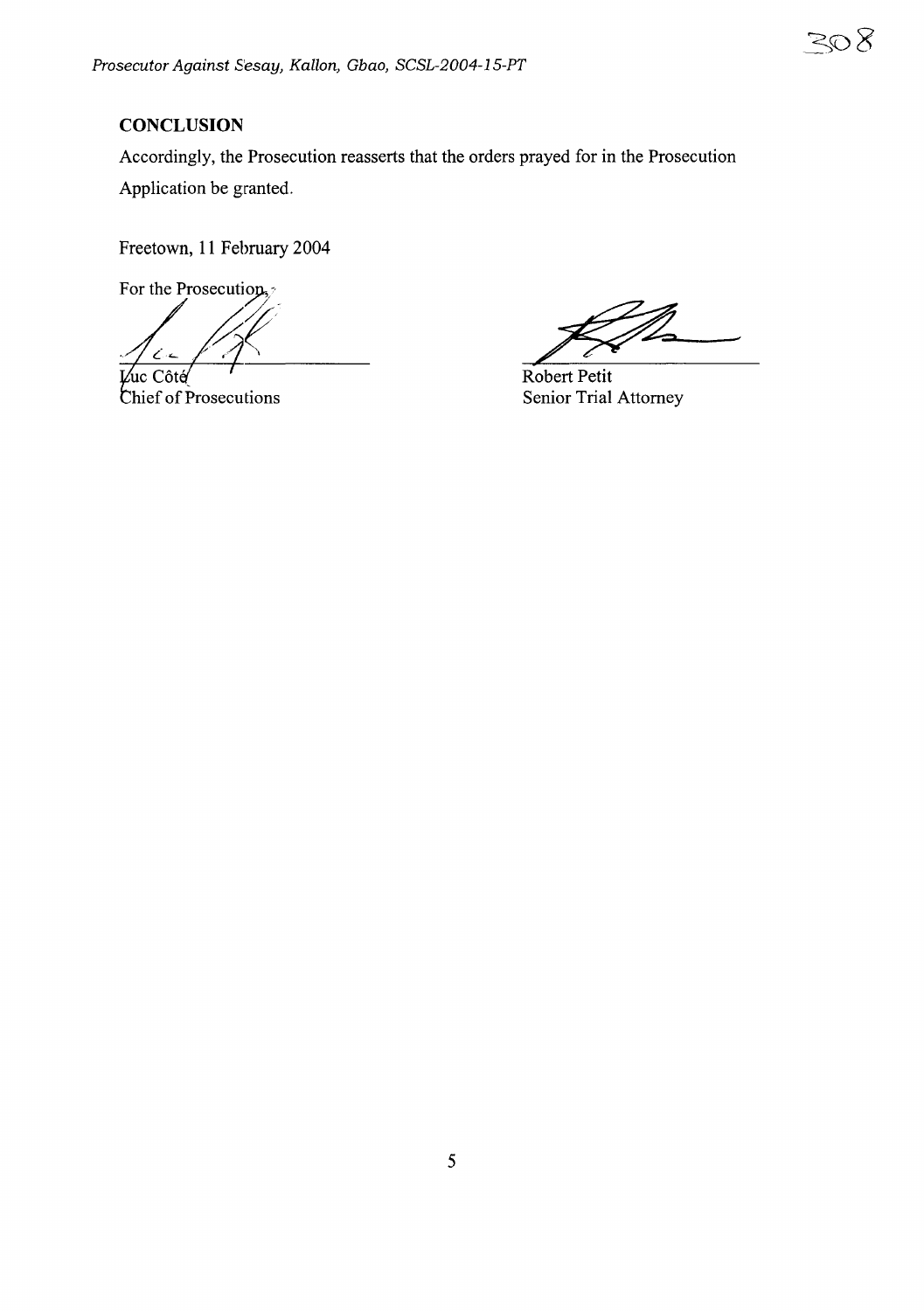## CONCLUSION

Accordingly, the Prosecution reasserts that the orders prayed for in the Prosecution Application be granted.

Freetown, 11 February 2004

For the Prosecution,

Luc Côté
Chief of Prosecutions

Robert Petit
Senior Trial Attorney